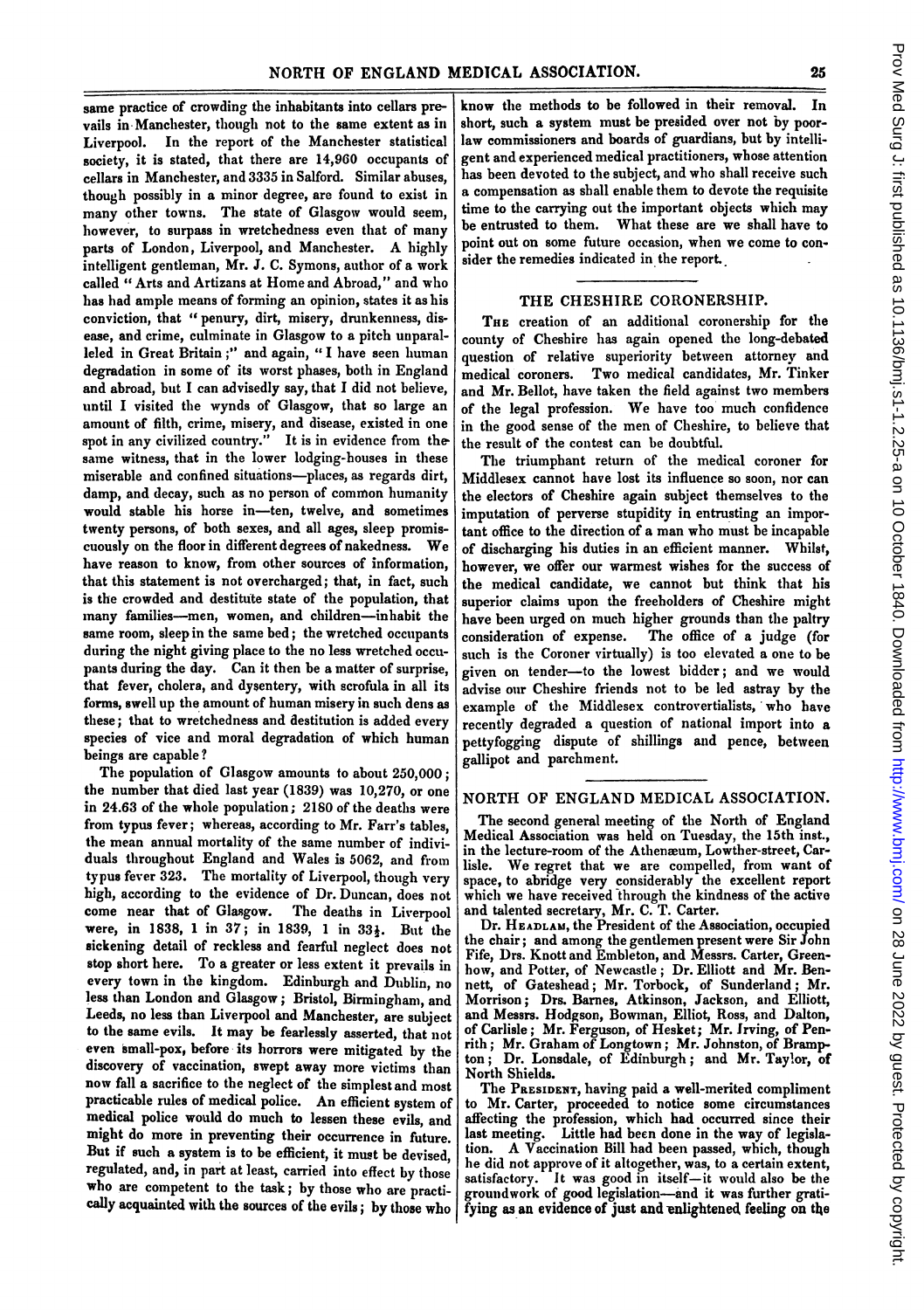same practice of crowding the inhabitants into cellars prevails in Manchester, though not to the same extent as in Liverpool. In the report of the Manchester statistical society, it is stated, that there are 14,960 occupants of cellars in Manchester, and 3335 in Salford. Similar abuses, though possibly in a minor degree, are found to exist in many other towns. The state of Glasgow would seem, however, to surpass in wretchedness even that of many parts of London, Liverpool, and Manchester. A highly intelligent gentleman, Mr. J. C. Symons, author of a work called "Arts and Artizans at Home and Abroad," and who has had ample means of forming an opinion, states it as his conviction, that "penury, dirt, misery, drunkenness, disease, and crime, culminate in Glasgow to a pitch unparalleled in Great Britain;" and again, "I have seen human degradation in some of its worst phases, both in England and abroad, but I can advisedly say, that I did not believe, until I visited the wynds of Glasgow, that so large an amount of filth, crime, misery, and disease, existed in one spot in any civilized country." It is in evidence from the same witness, that in the lower lodging-houses in these miserable and confined situations—places, as regards dirt, damp, and decay, such as no person of common humanity would stable his horse in—ten, twelve, and sometimes twenty persons, of both sexes, and all ages, sleep promiscuously on the floor in different degrees of nakedness. We have reason to know, from other sources of information, that this statement is not overcharged; that, in fact, such is the crowded and destitute state of the population, that many families—men, women, and children—inhabit the same room, sleep in the same bed; the wretched occupants during the night giving place to the no less wretched occupants during the day. Can it then be a matter of surprise, that fever, cholera, and dysentery, with scrofula in all its forms, swell up the amount of human misery in such dens as these; that to wretchedness and destitution is added every species of vice and moral degradation of which human beings are capable?

The population of Glasgow amounts to about 250,000; the number that died last year (1839) was 10,270, or one in 24.63 of the whole population; 2180 of the deaths were from typus fever; whereas, according to Mr. Farr's tables, the mean annual mortality of the same number of individuals throughout England and Wales is 5062, and from typus fever 323. The mortality of Liverpool, though very high, according to the evidence of Dr. Duncan, does not come near that of Glasgow. The deaths in Liverpool were, in 1838, 1 in 37; in 1839, 1 in 33½. But the sickening detail of reckless and fearful neglect does not stop short here. To a greater or less extent it prevails in every town in the kingdom. Edinburgh and Dublin, no less than London and Glasgow; Bristol, Birmingham, and Leeds, no less than Liverpool and Manchester, are subject to the same evils. It may be fearlessly asserted, that not even small-pox, before its horrors were mitigated by the discovery of vaccination, swept away more victims than now fall a sacrifice to the neglect of the simplest and most practicable rules of medical police. An efficient system of medical police would do much to lessen these evils, and might do more in preventing their occurrence in future. But if such a system is to be efficient, it must be devised, regulated, and, in part at least, carried into effect by those who are competent to the task; by those who are practically acquainted with the sources of the evils; by those who know the methods to be followed in their removal. In short, such a system must be presided over not by poor-law commissioners and boards of guardians, but by intelligent and experienced medical practitioners, whose attention has been devoted to the subject, and who shall receive such a compensation as shall enable them to devote the requisite time to the carrying out the important objects which may be entrusted to them. What these are we shall have to point out on some future occasion, when we come to consider the remedies indicated in the report.

## THE CHESHIRE CORONERSHIP.

The creation of an additional coronership for the county of Cheshire has again opened the long-debated question of relative superiority between attorney and medical coroners. Two medical candidates, Mr. Tinker and Mr. Bellot, have taken the field against two members of the legal profession. We have too much confidence in the good sense of the men of Cheshire, to believe that the result of the contest can be doubtful.

The triumphant return of the medical coroner for Middlesex cannot have lost its influence so soon, nor can the electors of Cheshire again subject themselves to the imputation of perverse stupidity in entrusting an important office to the direction of a man who must be incapable of discharging his duties in an efficient manner. Whilst, however, we offer our warmest wishes for the success of the medical candidate, we cannot but think that his superior claims upon the freeholders of Cheshire might have been urged on much higher grounds than the paltry consideration of expense. The office of a judge (for such is the Coroner virtually) is too elevated a one to be given on tender—to the lowest bidder; and we would advise our Cheshire friends not to be led astray by the example of the Middlesex controvertialists, who have recently degraded a question of national import into a pettyfogging dispute of shillings and pence, between gallipot and parchment.

## NORTH OF ENGLAND MEDICAL ASSOCIATION.

The second general meeting of the North of England Medical Association was held on Tuesday, the 15th inst., in the lecture-room of the Athenæum, Lowther-street, Carlisle. We regret that we are compelled, from want of space, to abridge very considerably the excellent report which we have received through the kindness of the active and talented secretary, Mr. C. T. Carter.

Dr. Headlam, the President of the Association, occupied the chair; and among the gentlemen present were Sir John Fife, Drs. Knott and Embleton, and Messrs. Carter, Greenhow, and Potter, of Newcastle; Dr. Elliott and Mr. Bennett, of Gateshead; Mr. Torbock, of Sunderland; Mr. Morrison; Drs. Barnes, Atkinson, Jackson, and Elliott, and Messrs. Hodgson, Bowman, Elliot, Ross, and Dalton, of Carlisle; Mr. Ferguson, of Hesket; Mr. Irving, of Penrith; Mr. Graham of Longtown; Mr. Johnston, of Brampton; Dr. Lonsdale, of Edinburgh; and Mr. Taylor, of North Shields.

The President, having paid a well-merited compliment to Mr. Carter, proceeded to notice some circumstances affecting the profession, which had occurred since their last meeting. Little had been done in the way of legislation. A Vaccination Bill had been passed, which, though he did not approve of it altogether, was, to a certain extent, satisfactory. It was good in itself—it would also be the groundwork of good legislation—and it was further gratifying as an evidence of just and enlightened feeling on the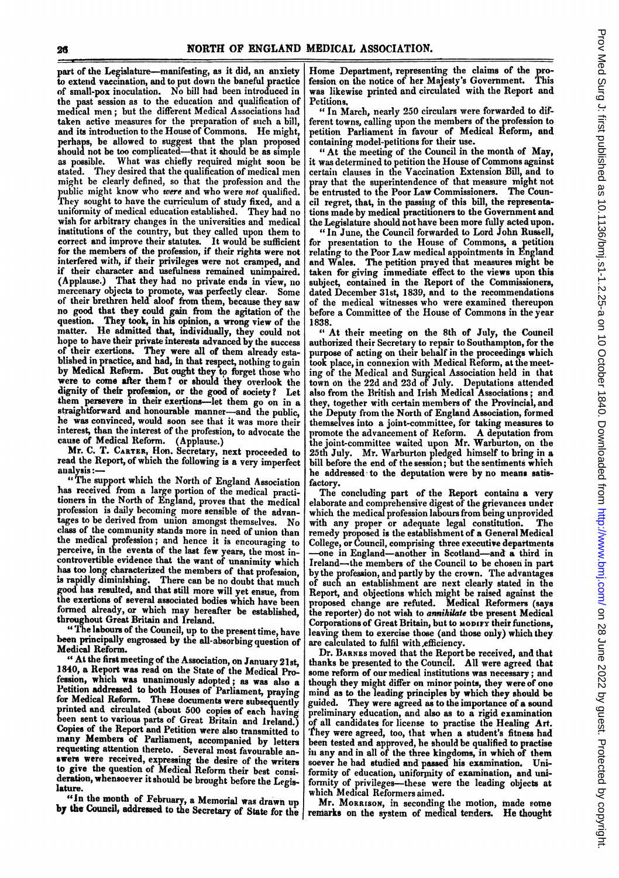part of the Legislature—manifesting, as it did, an anxiety to extend vaccination, and to put down the baneful practice of small-pox inoculation. No bill had been introduced in the past session as to the education and qualification of medical men; but the different Medical Associations had taken active measures for the preparation of such a bill, and its introduction to the House of Commons. He might, perhaps, be allowed to suggest that the plan proposed should not be too complicated—that it should be as simple as possible. What was chiefly required might soon be stated. They desired that the qualification of medical men might be clearly defined, so that the profession and the public might know who *were* and who were *not* qualified. They sought to have the curriculum of study fixed, and a uniformity of medical education established. They had no wish for arbitrary changes in the universities and medical institutions of the country, but they called upon them to correct and improve their statutes. It would be sufficient for the members of the profession, if their rights were not interfered with, if their privileges were not cramped, and if their character and usefulness remained unimpaired. (Applause.) That they had no private ends in view, no mercenary objects to promote, was perfectly clear. Some of their brethren held aloof from them, because they saw no good that they could gain from the agitation of the question. They took, in his opinion, a wrong view of the matter. He admitted that, individually, they could not hope to have their private interests advanced by the success of their exertions. They were all of them already established in practice, and had, in that respect, nothing to gain by Medical Reform. But ought they to forget those who were to come after them? or should they overlook the dignity of their profession, or the good of society? Let them persevere in their exertions—let them go on in a straightforward and honourable manner—and the public, he was convinced, would soon see that it was more their interest, than the interest of the profession, to advocate the cause of Medical Reform. (Applause.)

Mr. C. T. Carter, Hon. Secretary, next proceeded to read the Report, of which the following is a very imperfect analysis:—

"The support which the North of England Association has received from a large portion of the medical practitioners in the North of England, proves that the medical profession is daily becoming more sensible of the advantages to be derived from union amongst themselves. No class of the community stands more in need of union than the medical profession; and hence it is encouraging to perceive, in the events of the last few years, the most incontrovertible evidence that the want of unanimity which has too long characterized the members of that profession, is rapidly diminishing. There can be no doubt that much good has resulted, and that still more will yet ensue, from the exertions of several associated bodies which have been formed already, or which may hereafter be established, throughout Great Britain and Ireland.

"The labours of the Council, up to the present time, have been principally engrossed by the all-absorbing question of Medical Reform.

"At the first meeting of the Association, on January 21st, 1840, a Report was read on the State of the Medical Profession, which was unanimously adopted; as was also a Petition addressed to both Houses of Parliament, praying for Medical Reform. These documents were subsequently printed and circulated (about 500 copies of each having been sent to various parts of Great Britain and Ireland.) Copies of the Report and Petition were also transmitted to many Members of Parliament, accompanied by letters requesting attention thereto. Several most favourable answers were received, expressing the desire of the writers to give the question of Medical Reform their best consideration, whensoever it should be brought before the Legislature.

"In the month of February, a Memorial was drawn up by the Council, addressed to the Secretary of State for the Home Department, representing the claims of the profession on the notice of her Majesty's Government. This was likewise printed and circulated with the Report and Petitions.

"In March, nearly 250 circulars were forwarded to different towns, calling upon the members of the profession to petition Parliament in favour of Medical Reform, and containing model-petitions for their use.

"At the meeting of the Council in the month of May, it was determined to petition the House of Commons against certain clauses in the Vaccination Extension Bill, and to pray that the superintendence of that measure might not be entrusted to the Poor Law Commissioners. The Council regret, that, in the passing of this bill, the representations made by medical practitioners to the Government and the Legislature should not have been more fully acted upon.

"In June, the Council forwarded to Lord John Russell, for presentation to the House of Commons, a petition relating to the Poor Law medical appointments in England and Wales. The petition prayed that measures might be taken for giving immediate effect to the views upon this subject, contained in the Report of the Commissioners, dated December 31st, 1839, and to the recommendations of the medical witnesses who were examined thereupon before a Committee of the House of Commons in the year 1838.

"At their meeting on the 8th of July, the Council authorized their Secretary to repair to Southampton, for the purpose of acting on their behalf in the proceedings which took place, in connexion with Medical Reform, at the meeting of the Medical and Surgical Association held in that town on the 22d and 23d of July. Deputations attended also from the British and Irish Medical Associations; and they, together with certain members of the Provincial, and the Deputy from the North of England Association, formed themselves into a joint-committee, for taking measures to promote the advancement of Reform. A deputation from the joint-committee waited upon Mr. Warburton, on the 25th July. Mr. Warburton pledged himself to bring in a bill before the end of the session; but the sentiments which he addressed to the deputation were by no means satisfactory.

The concluding part of the Report contains a very elaborate and comprehensive digest of the grievances under which the medical profession labours from being unprovided with any proper or adequate legal constitution. The remedy proposed is the establishment of a General Medical College, or Council, comprising three executive departments—one in England—another in Scotland—and a third in Ireland—the members of the Council to be chosen in part by the profession, and partly by the crown. The advantages of such an establishment are next clearly stated in the Report, and objections which might be raised against the proposed change are refuted. Medical Reformers (says the reporter) do not wish to *annihilate* the present Medical Corporations of Great Britain, but to MODIFY their functions, leaving them to exercise those (and those only) which they are calculated to fulfil with efficiency.

Dr. Barnes moved that the Report be received, and that thanks be presented to the Council. All were agreed that some reform of our medical institutions was necessary; and though they might differ on minor points, they were of one mind as to the leading principles by which they should be guided. They were agreed as to the importance of a sound preliminary education, and also as to a rigid examination of all candidates for license to practise the Healing Art. They were agreed, too, that when a student's fitness had been tested and approved, he should be qualified to practise in any and in all of the three kingdoms, in which of them soever he had studied and passed his examination. Uniformity of education, uniformity of examination, and uniformity of privileges—these were the leading objects at which Medical Reformers aimed.

Mr. Morrison, in seconding the motion, made some remarks on the system of medical tenders. He thought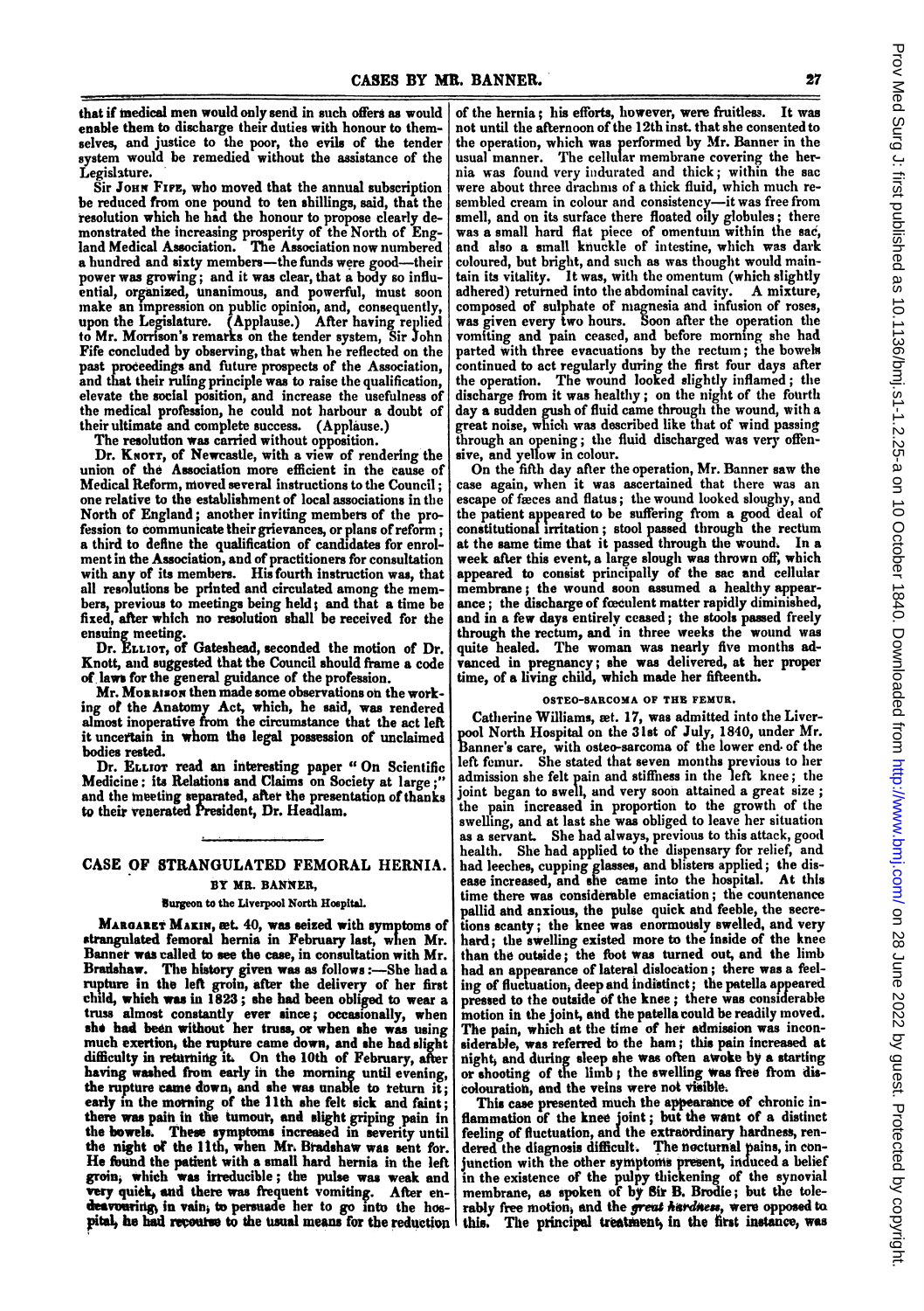that if medical men would only send in such offers as would enable them to discharge their duties with honour to themselves, and justice to the poor, the evils of the tender system would be remedied without the assistance of the Legislature.

Sir JOHN FIFE, who moved that the annual subscription be reduced from one pound to ten shillings, said, that the resolution which he had the honour to propose clearly demonstrated the increasing prosperity of the North of England Medical Association. The Association now numbered a hundred and sixty members—the funds were good—their power was growing; and it was clear, that a body so influential, organized, unanimous, and powerful, must soon make an impression on public opinion, and, consequently, upon the Legislature. (Applause.) After having replied to Mr. Morrison's remarks on the tender system, Sir John Fife concluded by observing, that when he reflected on the past proceedings and future prospects of the Association, and that their ruling principle was to raise the qualification, elevate the social position, and increase the usefulness of the medical profession, he could not harbour a doubt of their ultimate and complete success. (Applause.)

The resolution was carried without opposition.

Dr. KNOTT, of Newcastle, with a view of rendering the union of the Association more efficient in the cause of Medical Reform, moved several instructions to the Council; one relative to the establishment of local associations in the North of England; another inviting members of the profession to communicate their grievances, or plans of reform; a third to define the qualification of candidates for enrolment in the Association, and of practitioners for consultation with any of its members. His fourth instruction was, that all resolutions be printed and circulated among the members, previous to meetings being held; and that a time be fixed, after which no resolution shall be received for the ensuing meeting.

Dr. ELLIOT, of Gateshead, seconded the motion of Dr. Knott, and suggested that the Council should frame a code of laws for the general guidance of the profession.

Mr. MORRISON then made some observations on the working of the Anatomy Act, which, he said, was rendered almost inoperative from the circumstance that the act left it uncertain in whom the legal possession of unclaimed bodies rested.

Dr. ELLIOT read an interesting paper "On Scientific Medicine: its Relations and Claims on Society at large;" and the meeting separated, after the presentation of thanks to their venerated President, Dr. Headlam.

## CASE OF STRANGULATED FEMORAL HERNIA.

BY MR. BANNER,

Surgeon to the Liverpool North Hospital.

MARGARET MAKIN, æt. 40, was seized with symptoms of strangulated femoral hernia in February last, when Mr. Banner was called to see the case, in consultation with Mr. Bradshaw. The history given was as follows:—She had a rupture in the left groin, after the delivery of her first child, which was in 1823; she had been obliged to wear a truss almost constantly ever since; occasionally, when she had been without her truss, or when she was using much exertion, the rupture came down, and she had slight difficulty in returning it. On the 10th of February, after having washed from early in the morning until evening, the rupture came down, and she was unable to return it; early in the morning of the 11th she felt sick and faint; there was pain in the tumour, and slight griping pain in the bowels. These symptoms increased in severity until the night of the 11th, when Mr. Bradshaw was sent for. He found the patient with a small hard hernia in the left groin, which was irreducible; the pulse was weak and very quick, and there was frequent vomiting. After endeavouring, in vain, to persuade her to go into the hospital, he had recourse to the usual means for the reduction of the hernia; his efforts, however, were fruitless. It was not until the afternoon of the 12th inst. that she consented to the operation, which was performed by Mr. Banner in the usual manner. The cellular membrane covering the hernia was found very indurated and thick; within the sac were about three drachms of a thick fluid, which much resembled cream in colour and consistency—it was free from smell, and on its surface there floated oily globules; there was a small hard flat piece of omentum within the sac, and also a small knuckle of intestine, which was dark coloured, but bright, and such as was thought would maintain its vitality. It was, with the omentum (which slightly adhered) returned into the abdominal cavity. A mixture, composed of sulphate of magnesia and infusion of roses, was given every two hours. Soon after the operation the vomiting and pain ceased, and before morning she had parted with three evacuations by the rectum; the bowels continued to act regularly during the first four days after the operation. The wound looked slightly inflamed; the discharge from it was healthy; on the night of the fourth day a sudden gush of fluid came through the wound, with a great noise, which was described like that of wind passing through an opening; the fluid discharged was very offensive, and yellow in colour.

On the fifth day after the operation, Mr. Banner saw the case again, when it was ascertained that there was an escape of fæces and flatus; the wound looked sloughy, and the patient appeared to be suffering from a good deal of constitutional irritation; stool passed through the rectum at the same time that it passed through the wound. In a week after this event, a large slough was thrown off, which appeared to consist principally of the sac and cellular membrane; the wound soon assumed a healthy appearance; the discharge of fœculent matter rapidly diminished, and in a few days entirely ceased; the stools passed freely through the rectum, and in three weeks the wound was quite healed. The woman was nearly five months advanced in pregnancy; she was delivered, at her proper time, of a living child, which made her fifteenth.

### OSTEO-SARCOMA OF THE FEMUR.

Catherine Williams, æt. 17, was admitted into the Liverpool North Hospital on the 31st of July, 1840, under Mr. Banner's care, with osteo-sarcoma of the lower end of the left femur. She stated that seven months previous to her admission she felt pain and stiffness in the left knee; the joint began to swell, and very soon attained a great size; the pain increased in proportion to the growth of the swelling, and at last she was obliged to leave her situation as a servant. She had always, previous to this attack, good health. She had applied to the dispensary for relief, and had leeches, cupping glasses, and blisters applied; the disease increased, and she came into the hospital. At this time there was considerable emaciation; the countenance pallid and anxious, the pulse quick and feeble, the secretions scanty; the knee was enormously swelled, and very hard; the swelling existed more to the inside of the knee than the outside; the foot was turned out, and the limb had an appearance of lateral dislocation; there was a feeling of fluctuation, deep and indistinct; the patella appeared pressed to the outside of the knee; there was considerable motion in the joint, and the patella could be readily moved. The pain, which at the time of her admission was inconsiderable, was referred to the ham; this pain increased at night, and during sleep she was often awoke by a starting or shooting of the limb; the swelling was free from discolouration, and the veins were not visible.

This case presented much the appearance of chronic inflammation of the knee joint; but the want of a distinct feeling of fluctuation, and the extraordinary hardness, rendered the diagnosis difficult. The nocturnal pains, in conjunction with the other symptoms present, induced a belief in the existence of the pulpy thickening of the synovial membrane, as spoken of by Sir B. Brodie; but the tolerably free motion, and the *great hardness*, were opposed to this. The principal treatment, in the first instance, was